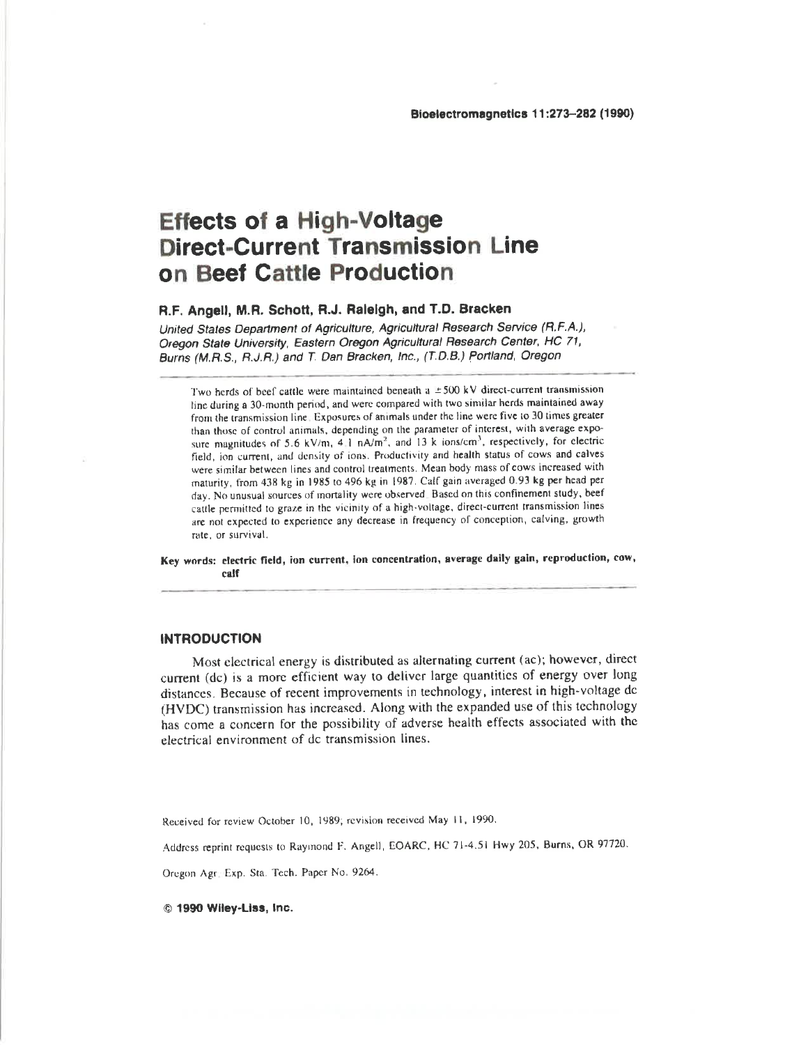# Effects of a High-Voltage Direct-Current Transmission Line on Beef Cattle Production

## R.F. Angell, M.R. Schott, R.J. Raleigh, and T.D. Bracken

*United States Department of Agriculture, Agricultural Research Service (R.F.A.), Oregon State University, Eastern Oregon Agricultural Research Center, HC 71, Burns (M.R.S., R.J.R.) and T. Dan Bracken, Inc., (T.D.B.) Portland, Oregon*

Two herds of beef cattle were maintained beneath a ±500 kV direct-current transmission line during a 30-month period, and were compared with two similar herds maintained away from the transmission line. Exposures of animals under the line were five to 30 times greater than those of control animals, depending on the parameter of interest, with average exposure magnitudes of 5.6 kV/m, 4.1 nA/m$^2$, and 13 k ions/cm$^3$, respectively, for electric field, ion current, and density of ions. Productivity and health status of cows and calves were similar between lines and control treatments. Mean body mass of cows increased with maturity, from 438 kg in 1985 to 496 kg in 1987. Calf gain averaged 0.93 kg per head per day. No unusual sources of mortality were observed. Based on this confinement study, beef cattle permitted to graze in the vicinity of a high-voltage, direct-current transmission lines are not expected to experience any decrease in frequency of conception, calving, growth rate, or survival.

**Key words: electric field, ion current, ion concentration, average daily gain, reproduction, cow, calf**

## INTRODUCTION

Most electrical energy is distributed as alternating current (ac); however, direct current (dc) is a more efficient way to deliver large quantities of energy over long distances. Because of recent improvements in technology, interest in high-voltage dc (HVDC) transmission has increased. Along with the expanded use of this technology has come a concern for the possibility of adverse health effects associated with the electrical environment of dc transmission lines.

Received for review October 10, 1989; revision received May 11, 1990.

Address reprint requests to Raymond F. Angell, EOARC, HC 71-4.51 Hwy 205, Burns, OR 97720.

Oregon Agr. Exp. Sta. Tech. Paper No. 9264.

© 1990 Wiley-Liss, Inc.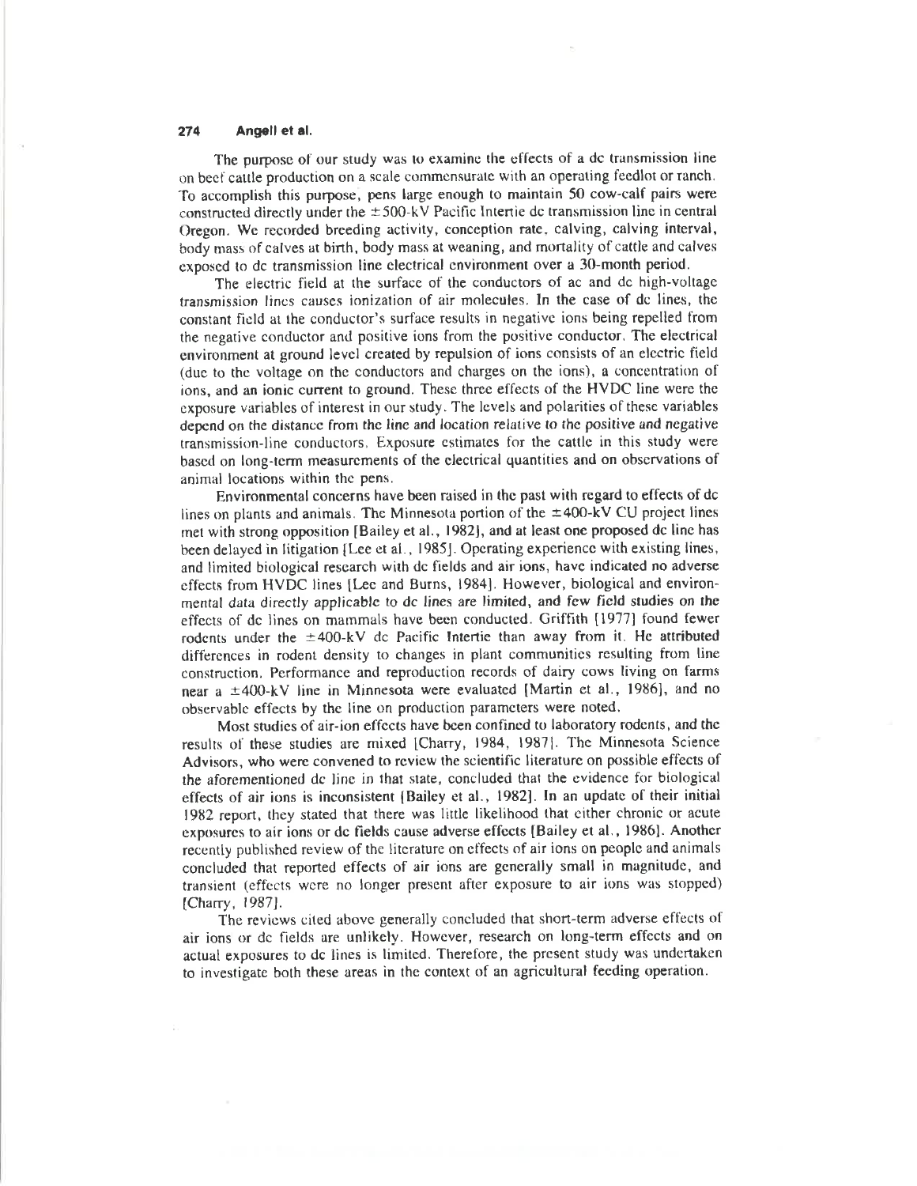The purpose of our study was to examine the effects of a dc transmission line on beef cattle production on a scale commensurate with an operating feedlot or ranch. To accomplish this purpose, pens large enough to maintain 50 cow-calf pairs were constructed directly under the ±500-kV Pacific Intertie dc transmission line in central Oregon. We recorded breeding activity, conception rate, calving, calving interval, body mass of calves at birth, body mass at weaning, and mortality of cattle and calves exposed to dc transmission line electrical environment over a 30-month period.

The electric field at the surface of the conductors of ac and dc high-voltage transmission lines causes ionization of air molecules. In the case of dc lines, the constant field at the conductor's surface results in negative ions being repelled from the negative conductor and positive ions from the positive conductor. The electrical environment at ground level created by repulsion of ions consists of an electric field (due to the voltage on the conductors and charges on the ions), a concentration of ions, and an ionic current to ground. These three effects of the HVDC line were the exposure variables of interest in our study. The levels and polarities of these variables depend on the distance from the line and location relative to the positive and negative transmission-line conductors. Exposure estimates for the cattle in this study were based on long-term measurements of the electrical quantities and on observations of animal locations within the pens.

Environmental concerns have been raised in the past with regard to effects of dc lines on plants and animals. The Minnesota portion of the ±400-kV CU project lines met with strong opposition [Bailey et al., 1982], and at least one proposed dc line has been delayed in litigation [Lee et al., 1985]. Operating experience with existing lines, and limited biological research with dc fields and air ions, have indicated no adverse effects from HVDC lines [Lee and Burns, 1984]. However, biological and environmental data directly applicable to dc lines are limited, and few field studies on the effects of dc lines on mammals have been conducted. Griffith [1977] found fewer rodents under the ±400-kV dc Pacific Intertie than away from it. He attributed differences in rodent density to changes in plant communities resulting from line construction. Performance and reproduction records of dairy cows living on farms near a ±400-kV line in Minnesota were evaluated [Martin et al., 1986], and no observable effects by the line on production parameters were noted.

Most studies of air-ion effects have been confined to laboratory rodents, and the results of these studies are mixed [Charry, 1984, 1987]. The Minnesota Science Advisors, who were convened to review the scientific literature on possible effects of the aforementioned dc line in that state, concluded that the evidence for biological effects of air ions is inconsistent [Bailey et al., 1982]. In an update of their initial 1982 report, they stated that there was little likelihood that either chronic or acute exposures to air ions or dc fields cause adverse effects [Bailey et al., 1986]. Another recently published review of the literature on effects of air ions on people and animals concluded that reported effects of air ions are generally small in magnitude, and transient (effects were no longer present after exposure to air ions was stopped) [Charry, 1987].

The reviews cited above generally concluded that short-term adverse effects of air ions or dc fields are unlikely. However, research on long-term effects and on actual exposures to dc lines is limited. Therefore, the present study was undertaken to investigate both these areas in the context of an agricultural feeding operation.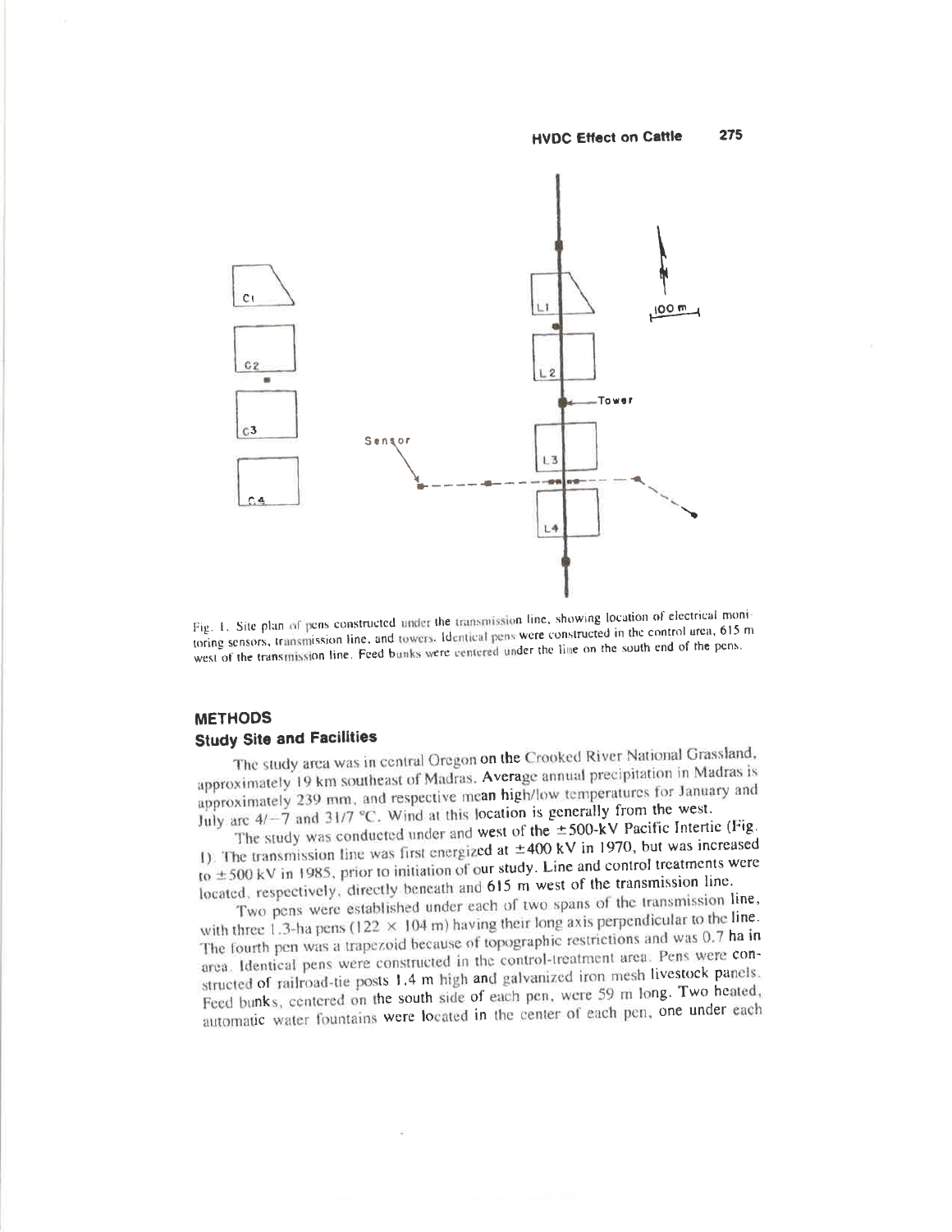Fig. 1. Site plan of pens constructed under the transmission line, showing location of electrical monitoring sensors, transmission line, and towers. Identical pens were constructed in the control area, 615 m west of the transmission line. Feed bunks were centered under the line on the south end of the pens.

## METHODS

### Study Site and Facilities

The study area was in central Oregon on the Crooked River National Grassland, approximately 19 km southeast of Madras. Average annual precipitation in Madras is approximately 239 mm, and respective mean high/low temperatures for January and July are 4/−7 and 31/7 °C. Wind at this location is generally from the west.

The study was conducted under and west of the ±500-kV Pacific Intertie (Fig. 1). The transmission line was first energized at ±400 kV in 1970, but was increased to ±500 kV in 1985, prior to initiation of our study. Line and control treatments were located, respectively, directly beneath and 615 m west of the transmission line.

Two pens were established under each of two spans of the transmission line, with three 1.3-ha pens (122 × 104 m) having their long axis perpendicular to the line. The fourth pen was a trapezoid because of topographic restrictions and was 0.7 ha in area. Identical pens were constructed in the control-treatment area. Pens were constructed of railroad-tie posts 1.4 m high and galvanized iron mesh livestock panels. Feed bunks, centered on the south side of each pen, were 59 m long. Two heated, automatic water fountains were located in the center of each pen, one under each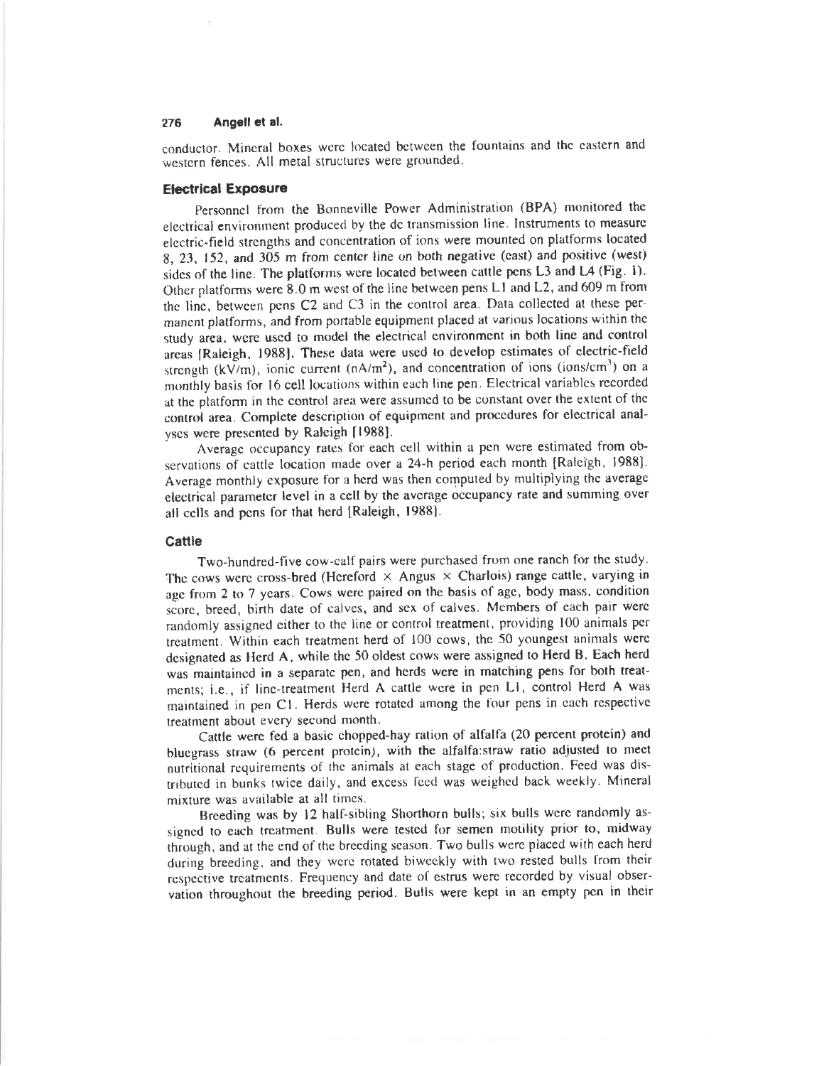conductor. Mineral boxes were located between the fountains and the eastern and western fences. All metal structures were grounded.

### Electrical Exposure

Personnel from the Bonneville Power Administration (BPA) monitored the electrical environment produced by the dc transmission line. Instruments to measure electric-field strengths and concentration of ions were mounted on platforms located 8, 23, 152, and 305 m from center line on both negative (east) and positive (west) sides of the line. The platforms were located between cattle pens L3 and L4 (Fig. 1). Other platforms were 8.0 m west of the line between pens L1 and L2, and 609 m from the line, between pens C2 and C3 in the control area. Data collected at these permanent platforms, and from portable equipment placed at various locations within the study area, were used to model the electrical environment in both line and control areas [Raleigh, 1988]. These data were used to develop estimates of electric-field strength (kV/m), ionic current ($nA/m^2$), and concentration of ions ($ions/cm^3$) on a monthly basis for 16 cell locations within each line pen. Electrical variables recorded at the platform in the control area were assumed to be constant over the extent of the control area. Complete description of equipment and procedures for electrical analyses were presented by Raleigh [1988].

Average occupancy rates for each cell within a pen were estimated from observations of cattle location made over a 24-h period each month [Raleigh, 1988]. Average monthly exposure for a herd was then computed by multiplying the average electrical parameter level in a cell by the average occupancy rate and summing over all cells and pens for that herd [Raleigh, 1988].

### Cattle

Two-hundred-five cow-calf pairs were purchased from one ranch for the study. The cows were cross-bred (Hereford × Angus × Charlois) range cattle, varying in age from 2 to 7 years. Cows were paired on the basis of age, body mass, condition score, breed, birth date of calves, and sex of calves. Members of each pair were randomly assigned either to the line or control treatment, providing 100 animals per treatment. Within each treatment herd of 100 cows, the 50 youngest animals were designated as Herd A, while the 50 oldest cows were assigned to Herd B. Each herd was maintained in a separate pen, and herds were in matching pens for both treatments; i.e., if line-treatment Herd A cattle were in pen L1, control Herd A was maintained in pen C1. Herds were rotated among the four pens in each respective treatment about every second month.

Cattle were fed a basic chopped-hay ration of alfalfa (20 percent protein) and bluegrass straw (6 percent protein), with the alfalfa:straw ratio adjusted to meet nutritional requirements of the animals at each stage of production. Feed was distributed in bunks twice daily, and excess feed was weighed back weekly. Mineral mixture was available at all times.

Breeding was by 12 half-sibling Shorthorn bulls; six bulls were randomly assigned to each treatment. Bulls were tested for semen motility prior to, midway through, and at the end of the breeding season. Two bulls were placed with each herd during breeding, and they were rotated biweekly with two rested bulls from their respective treatments. Frequency and date of estrus were recorded by visual observation throughout the breeding period. Bulls were kept in an empty pen in their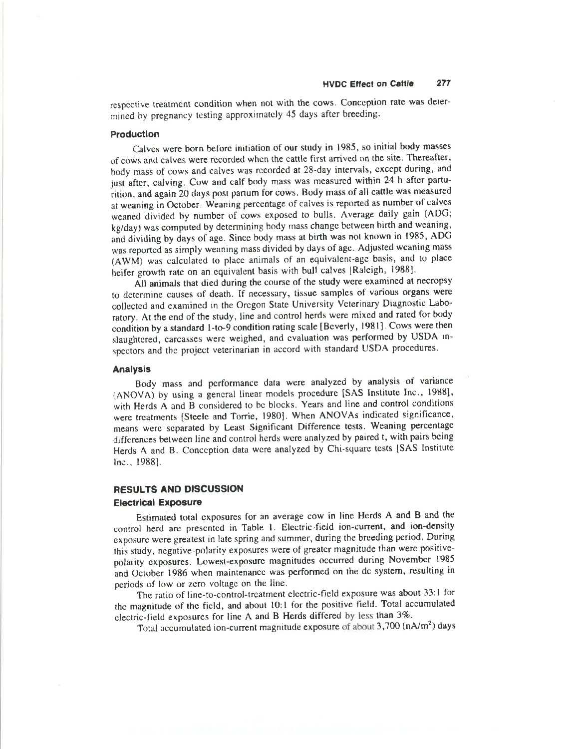respective treatment condition when not with the cows. Conception rate was determined by pregnancy testing approximately 45 days after breeding.

### Production

Calves were born before initiation of our study in 1985, so initial body masses of cows and calves were recorded when the cattle first arrived on the site. Thereafter, body mass of cows and calves was recorded at 28-day intervals, except during, and just after, calving. Cow and calf body mass was measured within 24 h after parturition, and again 20 days post partum for cows. Body mass of all cattle was measured at weaning in October. Weaning percentage of calves is reported as number of calves weaned divided by number of cows exposed to bulls. Average daily gain (ADG; kg/day) was computed by determining body mass change between birth and weaning, and dividing by days of age. Since body mass at birth was not known in 1985, ADG was reported as simply weaning mass divided by days of age. Adjusted weaning mass (AWM) was calculated to place animals of an equivalent-age basis, and to place heifer growth rate on an equivalent basis with bull calves [Raleigh, 1988].

All animals that died during the course of the study were examined at necropsy to determine causes of death. If necessary, tissue samples of various organs were collected and examined in the Oregon State University Veterinary Diagnostic Laboratory. At the end of the study, line and control herds were mixed and rated for body condition by a standard 1-to-9 condition rating scale [Beverly, 1981]. Cows were then slaughtered, carcasses were weighed, and evaluation was performed by USDA inspectors and the project veterinarian in accord with standard USDA procedures.

### Analysis

Body mass and performance data were analyzed by analysis of variance (ANOVA) by using a general linear models procedure [SAS Institute Inc., 1988], with Herds A and B considered to be blocks. Years and line and control conditions were treatments [Steele and Torrie, 1980]. When ANOVAs indicated significance, means were separated by Least Significant Difference tests. Weaning percentage differences between line and control herds were analyzed by paired t, with pairs being Herds A and B. Conception data were analyzed by Chi-square tests [SAS Institute Inc., 1988].

## RESULTS AND DISCUSSION

### Electrical Exposure

Estimated total exposures for an average cow in line Herds A and B and the control herd are presented in Table 1. Electric-field ion-current, and ion-density exposure were greatest in late spring and summer, during the breeding period. During this study, negative-polarity exposures were of greater magnitude than were positive-polarity exposures. Lowest-exposure magnitudes occurred during November 1985 and October 1986 when maintenance was performed on the dc system, resulting in periods of low or zero voltage on the line.

The ratio of line-to-control-treatment electric-field exposure was about 33:1 for the magnitude of the field, and about 10:1 for the positive field. Total accumulated electric-field exposures for line A and B Herds differed by less than 3%.

Total accumulated ion-current magnitude exposure of about 3,700 (nA/m$^2$) days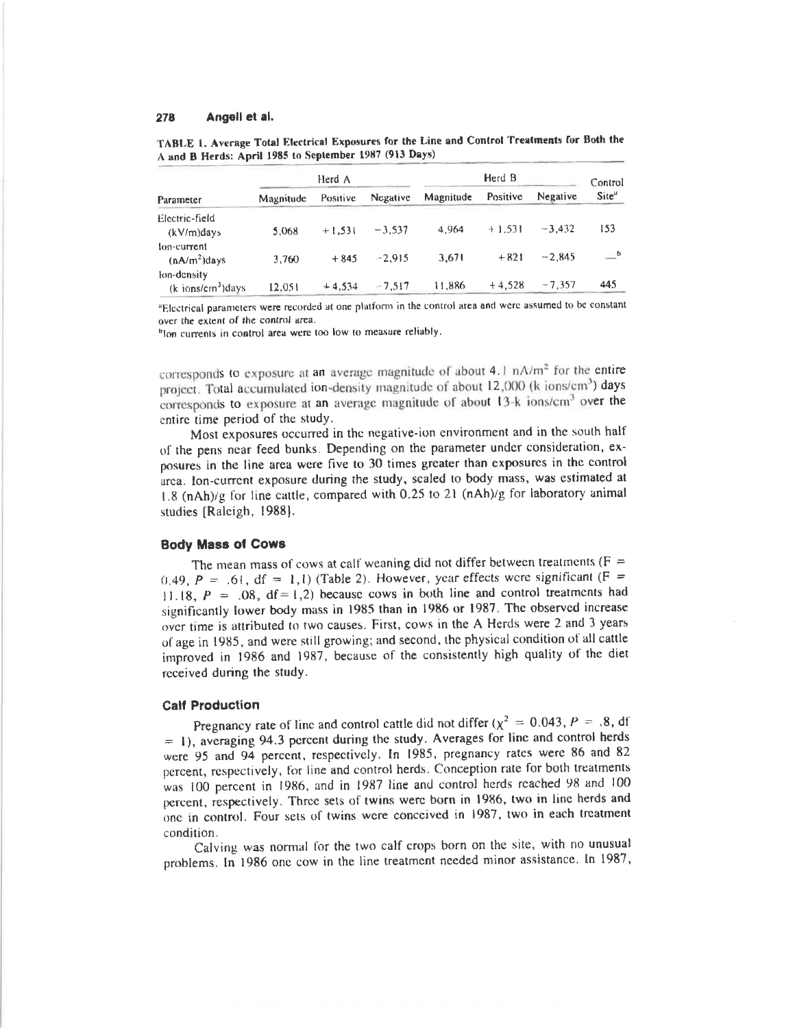**TABLE 1. Average Total Electrical Exposures for the Line and Control Treatments for Both the A and B Herds: April 1985 to September 1987 (913 Days)**

| Parameter | Herd A | | | Herd B | | | Control Site[a] |
|---|---|---|---|---|---|---|---|
| | Magnitude | Positive | Negative | Magnitude | Positive | Negative | |
| Electric-field (kV/m)days | 5,068 | +1,531 | −3,537 | 4,964 | +1,531 | −3,432 | 153 |
| Ion-current ($nA/m^2$)days | 3,760 | +845 | −2,915 | 3,671 | +821 | −2,845 | —[b] |
| Ion-density (k $ions/cm^3$)days | 12,051 | +4,534 | −7,517 | 11,886 | +4,528 | −7,357 | 445 |

[a]Electrical parameters were recorded at one platform in the control area and were assumed to be constant over the extent of the control area.

[b]Ion currents in control area were too low to measure reliably.

corresponds to exposure at an average magnitude of about 4.1 $nA/m^2$ for the entire project. Total accumulated ion-density magnitude of about 12,000 (k $ions/cm^3$) days corresponds to exposure at an average magnitude of about 13-k $ions/cm^3$ over the entire time period of the study.

Most exposures occurred in the negative-ion environment and in the south half of the pens near feed bunks. Depending on the parameter under consideration, exposures in the line area were five to 30 times greater than exposures in the control area. Ion-current exposure during the study, scaled to body mass, was estimated at 1.8 (nAh)/g for line cattle, compared with 0.25 to 21 (nAh)/g for laboratory animal studies [Raleigh, 1988].

### Body Mass of Cows

The mean mass of cows at calf weaning did not differ between treatments ($F = 0.49$, $P = .61$, df $= 1,1$) (Table 2). However, year effects were significant ($F = 11.18$, $P = .08$, df$=1,2$) because cows in both line and control treatments had significantly lower body mass in 1985 than in 1986 or 1987. The observed increase over time is attributed to two causes. First, cows in the A Herds were 2 and 3 years of age in 1985, and were still growing; and second, the physical condition of all cattle improved in 1986 and 1987, because of the consistently high quality of the diet received during the study.

### Calf Production

Pregnancy rate of line and control cattle did not differ ($\chi^2 = 0.043$, $P = .8$, df $= 1$), averaging 94.3 percent during the study. Averages for line and control herds were 95 and 94 percent, respectively. In 1985, pregnancy rates were 86 and 82 percent, respectively, for line and control herds. Conception rate for both treatments was 100 percent in 1986, and in 1987 line and control herds reached 98 and 100 percent, respectively. Three sets of twins were born in 1986, two in line herds and one in control. Four sets of twins were conceived in 1987, two in each treatment condition.

Calving was normal for the two calf crops born on the site, with no unusual problems. In 1986 one cow in the line treatment needed minor assistance. In 1987,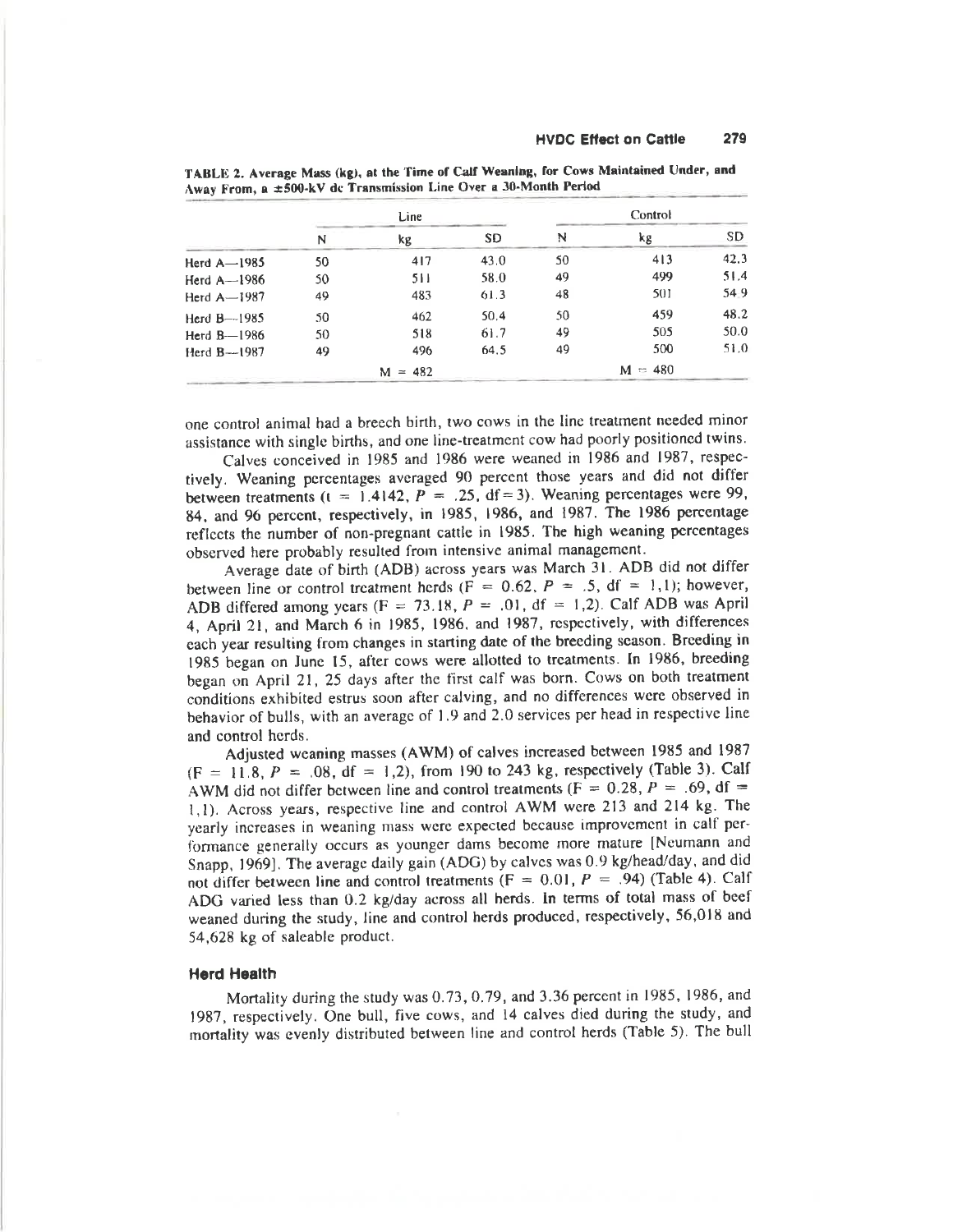**TABLE 2. Average Mass (kg), at the Time of Calf Weaning, for Cows Maintained Under, and Away From, a ±500-kV dc Transmission Line Over a 30-Month Period**

| | Line | | | Control | | |
|---|---|---|---|---|---|---|
| | N | kg | SD | N | kg | SD |
| Herd A—1985 | 50 | 417 | 43.0 | 50 | 413 | 42.3 |
| Herd A—1986 | 50 | 511 | 58.0 | 49 | 499 | 51.4 |
| Herd A—1987 | 49 | 483 | 61.3 | 48 | 501 | 54.9 |
| Herd B—1985 | 50 | 462 | 50.4 | 50 | 459 | 48.2 |
| Herd B—1986 | 50 | 518 | 61.7 | 49 | 505 | 50.0 |
| Herd B—1987 | 49 | 496 | 64.5 | 49 | 500 | 51.0 |
| | | M = 482 | | | M = 480 | |

one control animal had a breech birth, two cows in the line treatment needed minor assistance with single births, and one line-treatment cow had poorly positioned twins.

Calves conceived in 1985 and 1986 were weaned in 1986 and 1987, respectively. Weaning percentages averaged 90 percent those years and did not differ between treatments ($t = 1.4142$, $P = .25$, df = 3). Weaning percentages were 99, 84, and 96 percent, respectively, in 1985, 1986, and 1987. The 1986 percentage reflects the number of non-pregnant cattle in 1985. The high weaning percentages observed here probably resulted from intensive animal management.

Average date of birth (ADB) across years was March 31. ADB did not differ between line or control treatment herds ($F = 0.62$, $P = .5$, df = 1,1); however, ADB differed among years ($F = 73.18$, $P = .01$, df = 1,2). Calf ADB was April 4, April 21, and March 6 in 1985, 1986, and 1987, respectively, with differences each year resulting from changes in starting date of the breeding season. Breeding in 1985 began on June 15, after cows were allotted to treatments. In 1986, breeding began on April 21, 25 days after the first calf was born. Cows on both treatment conditions exhibited estrus soon after calving, and no differences were observed in behavior of bulls, with an average of 1.9 and 2.0 services per head in respective line and control herds.

Adjusted weaning masses (AWM) of calves increased between 1985 and 1987 ($F = 11.8$, $P = .08$, df = 1,2), from 190 to 243 kg, respectively (Table 3). Calf AWM did not differ between line and control treatments ($F = 0.28$, $P = .69$, df = 1,1). Across years, respective line and control AWM were 213 and 214 kg. The yearly increases in weaning mass were expected because improvement in calf performance generally occurs as younger dams become more mature [Neumann and Snapp, 1969]. The average daily gain (ADG) by calves was 0.9 kg/head/day, and did not differ between line and control treatments ($F = 0.01$, $P = .94$) (Table 4). Calf ADG varied less than 0.2 kg/day across all herds. In terms of total mass of beef weaned during the study, line and control herds produced, respectively, 56,018 and 54,628 kg of saleable product.

### Herd Health

Mortality during the study was 0.73, 0.79, and 3.36 percent in 1985, 1986, and 1987, respectively. One bull, five cows, and 14 calves died during the study, and mortality was evenly distributed between line and control herds (Table 5). The bull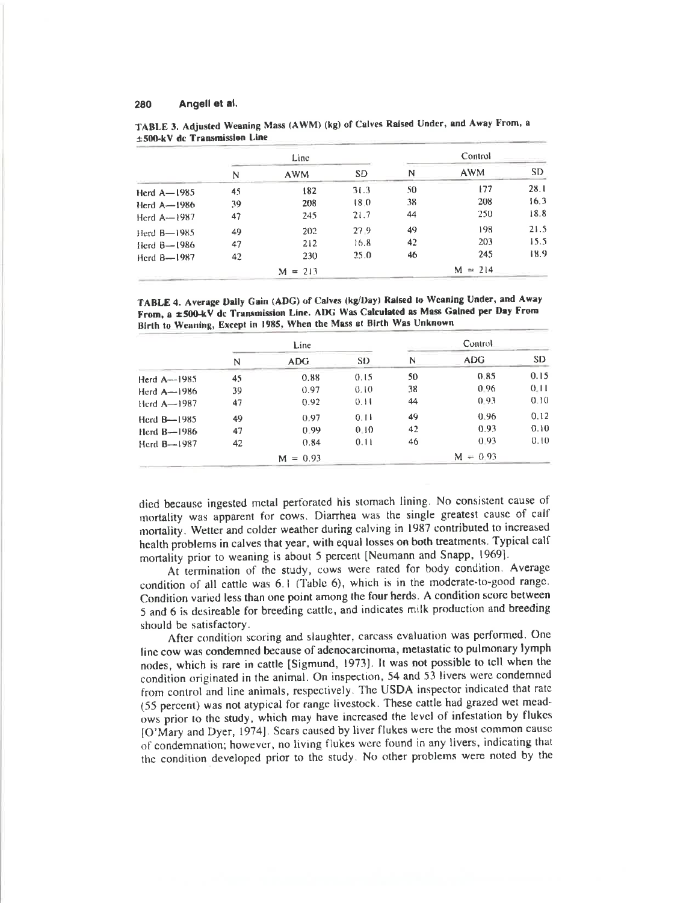TABLE 3. Adjusted Weaning Mass (AWM) (kg) of Calves Raised Under, and Away From, a ±500-kV dc Transmission Line

| | Line | | | Control | | |
|---|---|---|---|---|---|---|
| | N | AWM | SD | N | AWM | SD |
| Herd A—1985 | 45 | 182 | 31.3 | 50 | 177 | 28.1 |
| Herd A—1986 | 39 | 208 | 18.0 | 38 | 208 | 16.3 |
| Herd A—1987 | 47 | 245 | 21.7 | 44 | 250 | 18.8 |
| Herd B—1985 | 49 | 202 | 27.9 | 49 | 198 | 21.5 |
| Herd B—1986 | 47 | 212 | 16.8 | 42 | 203 | 15.5 |
| Herd B—1987 | 42 | 230 | 25.0 | 46 | 245 | 18.9 |
| | | M = 213 | | | M = 214 | |

TABLE 4. Average Daily Gain (ADG) of Calves (kg/Day) Raised to Weaning Under, and Away From, a ±500-kV dc Transmission Line. ADG Was Calculated as Mass Gained per Day From Birth to Weaning, Except in 1985, When the Mass at Birth Was Unknown

| | Line | | | Control | | |
|---|---|---|---|---|---|---|
| | N | ADG | SD | N | ADG | SD |
| Herd A—1985 | 45 | 0.88 | 0.15 | 50 | 0.85 | 0.15 |
| Herd A—1986 | 39 | 0.97 | 0.10 | 38 | 0.96 | 0.11 |
| Herd A—1987 | 47 | 0.92 | 0.11 | 44 | 0.93 | 0.10 |
| Herd B—1985 | 49 | 0.97 | 0.11 | 49 | 0.96 | 0.12 |
| Herd B—1986 | 47 | 0.99 | 0.10 | 42 | 0.93 | 0.10 |
| Herd B—1987 | 42 | 0.84 | 0.11 | 46 | 0.93 | 0.10 |
| | | M = 0.93 | | | M = 0.93 | |

died because ingested metal perforated his stomach lining. No consistent cause of mortality was apparent for cows. Diarrhea was the single greatest cause of calf mortality. Wetter and colder weather during calving in 1987 contributed to increased health problems in calves that year, with equal losses on both treatments. Typical calf mortality prior to weaning is about 5 percent [Neumann and Snapp, 1969].

At termination of the study, cows were rated for body condition. Average condition of all cattle was 6.1 (Table 6), which is in the moderate-to-good range. Condition varied less than one point among the four herds. A condition score between 5 and 6 is desireable for breeding cattle, and indicates milk production and breeding should be satisfactory.

After condition scoring and slaughter, carcass evaluation was performed. One line cow was condemned because of adenocarcinoma, metastatic to pulmonary lymph nodes, which is rare in cattle [Sigmund, 1973]. It was not possible to tell when the condition originated in the animal. On inspection, 54 and 53 livers were condemned from control and line animals, respectively. The USDA inspector indicated that rate (55 percent) was not atypical for range livestock. These cattle had grazed wet meadows prior to the study, which may have increased the level of infestation by flukes [O'Mary and Dyer, 1974]. Scars caused by liver flukes were the most common cause of condemnation; however, no living flukes were found in any livers, indicating that the condition developed prior to the study. No other problems were noted by the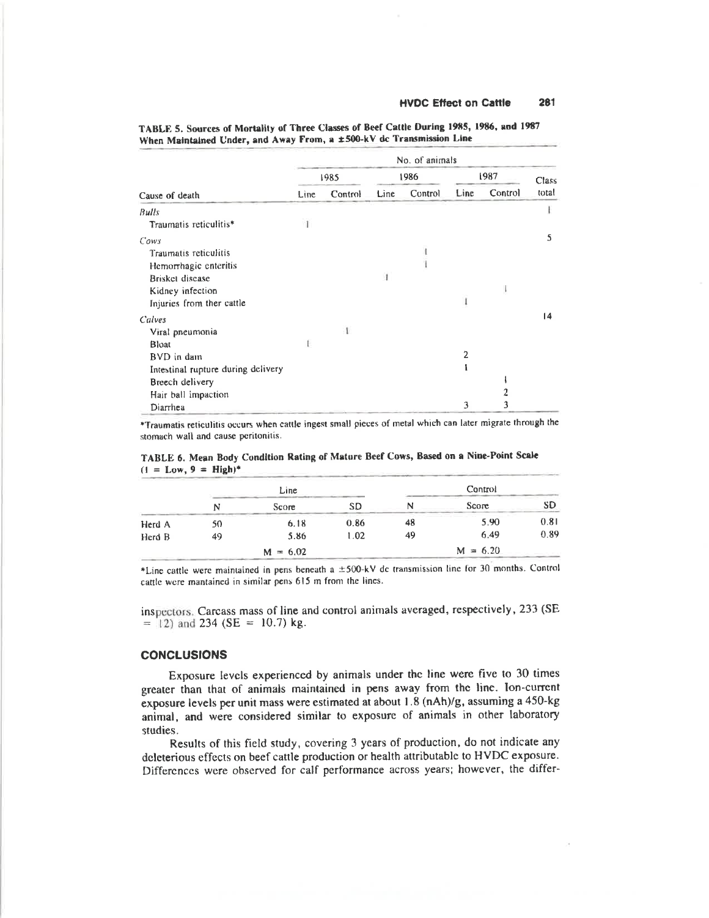**TABLE 5. Sources of Mortality of Three Classes of Beef Cattle During 1985, 1986, and 1987 When Maintained Under, and Away From, a ±500-kV dc Transmission Line**

| | No. of animals | | | | | | |
|---|---|---|---|---|---|---|---|
| | 1985 | | 1986 | | 1987 | | Class |
| Cause of death | Line | Control | Line | Control | Line | Control | total |
| *Bulls* | | | | | | | 1 |
| Traumatis reticulitis* | 1 | | | | | | |
| *Cows* | | | | | | | 5 |
| Traumatis reticulitis | | | | 1 | | | |
| Hemorrhagic enteritis | | | | 1 | | | |
| Brisket disease | | | 1 | | | | |
| Kidney infection | | | | | | 1 | |
| Injuries from ther cattle | | | | | 1 | | |
| *Calves* | | | | | | | 14 |
| Viral pneumonia | | 1 | | | | | |
| Bloat | 1 | | | | | | |
| BVD in dam | | | | | 2 | | |
| Intestinal rupture during delivery | | | | | 1 | | |
| Breech delivery | | | | | | 1 | |
| Hair ball impaction | | | | | | 2 | |
| Diarrhea | | | | | 3 | 3 | |

*Traumatis reticulitis occurs when cattle ingest small pieces of metal which can later migrate through the stomach wall and cause peritonitis.

**TABLE 6. Mean Body Condition Rating of Mature Beef Cows, Based on a Nine-Point Scale (1 = Low, 9 = High)***

| | Line | | | Control | | |
|---|---|---|---|---|---|---|
| | N | Score | SD | N | Score | SD |
| Herd A | 50 | 6.18 | 0.86 | 48 | 5.90 | 0.81 |
| Herd B | 49 | 5.86 | 1.02 | 49 | 6.49 | 0.89 |
| | | M = 6.02 | | | M = 6.20 | |

*Line cattle were maintained in pens beneath a ±500-kV dc transmission line for 30 months. Control cattle were mantained in similar pens 615 m from the lines.

inspectors. Carcass mass of line and control animals averaged, respectively, 233 (SE = 12) and 234 (SE = 10.7) kg.

## CONCLUSIONS

Exposure levels experienced by animals under the line were five to 30 times greater than that of animals maintained in pens away from the line. Ion-current exposure levels per unit mass were estimated at about 1.8 (nAh)/g, assuming a 450-kg animal, and were considered similar to exposure of animals in other laboratory studies.

Results of this field study, covering 3 years of production, do not indicate any deleterious effects on beef cattle production or health attributable to HVDC exposure. Differences were observed for calf performance across years; however, the differ-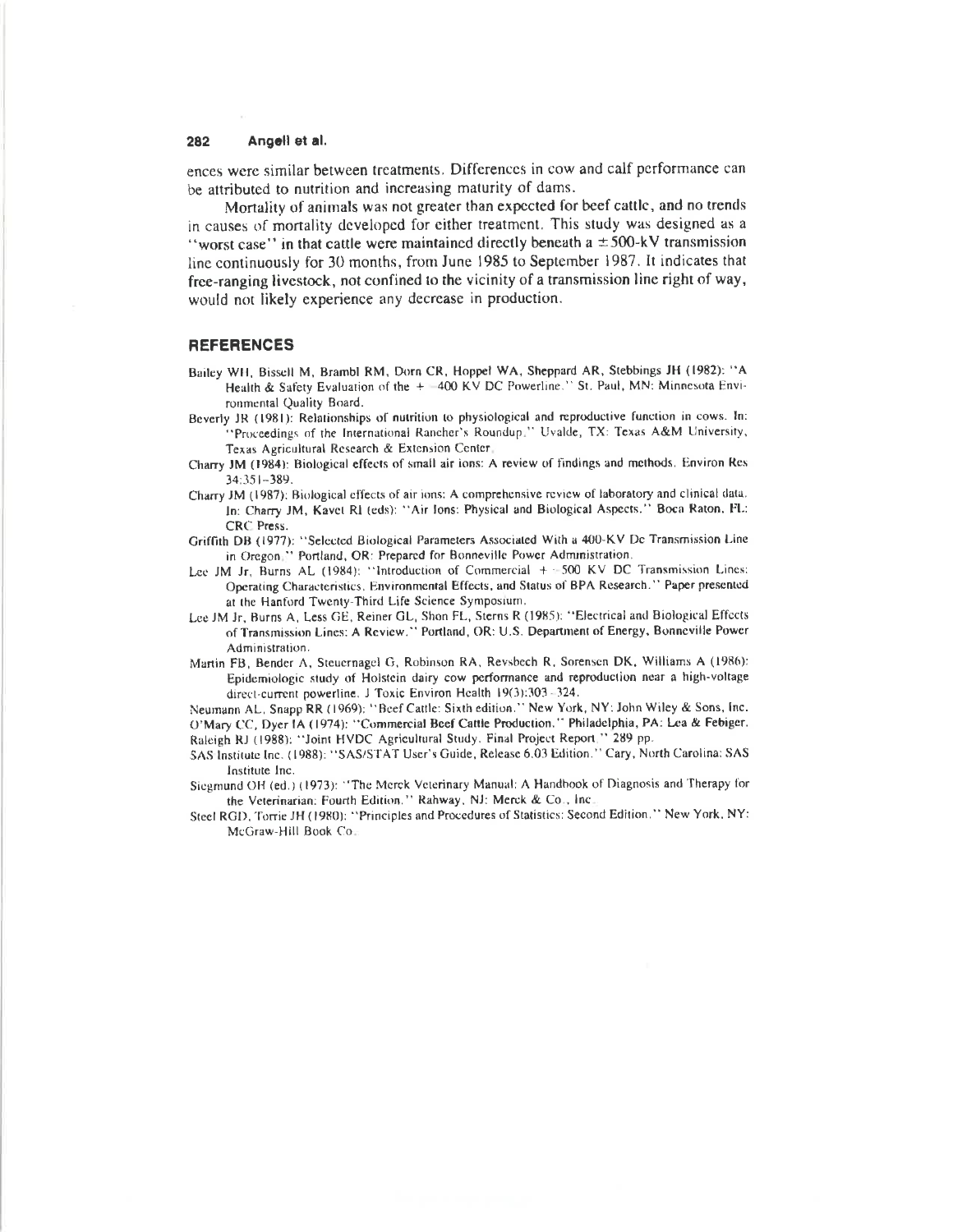ences were similar between treatments. Differences in cow and calf performance can be attributed to nutrition and increasing maturity of dams.

Mortality of animals was not greater than expected for beef cattle, and no trends in causes of mortality developed for either treatment. This study was designed as a "worst case" in that cattle were maintained directly beneath a $\pm$500-kV transmission line continuously for 30 months, from June 1985 to September 1987. It indicates that free-ranging livestock, not confined to the vicinity of a transmission line right of way, would not likely experience any decrease in production.

## REFERENCES

Bailey WH, Bissell M, Brambl RM, Dorn CR, Hoppel WA, Sheppard AR, Stebbings JH (1982): "A Health & Safety Evaluation of the + −400 KV DC Powerline." St. Paul, MN: Minnesota Environmental Quality Board.

Beverly JR (1981): Relationships of nutrition to physiological and reproductive function in cows. In: "Proceedings of the International Rancher's Roundup." Uvalde, TX: Texas A&M University, Texas Agricultural Research & Extension Center.

Charry JM (1984): Biological effects of small air ions: A review of findings and methods. Environ Res 34:351–389.

Charry JM (1987): Biological effects of air ions: A comprehensive review of laboratory and clinical data. In: Charry JM, Kavet RI (eds): "Air Ions: Physical and Biological Aspects." Boca Raton, FL: CRC Press.

Griffith DB (1977): "Selected Biological Parameters Associated With a 400-KV Dc Transmission Line in Oregon." Portland, OR: Prepared for Bonneville Power Administration.

Lee JM Jr, Burns AL (1984): "Introduction of Commercial + −500 KV DC Transmission Lines: Operating Characteristics, Environmental Effects, and Status of BPA Research." Paper presented at the Hanford Twenty-Third Life Science Symposium.

Lee JM Jr, Burns A, Less GE, Reiner GL, Shon FL, Sterns R (1985): "Electrical and Biological Effects of Transmission Lines: A Review." Portland, OR: U.S. Department of Energy, Bonneville Power Administration.

Martin FB, Bender A, Steuernagel G, Robinson RA, Revsbech R, Sorensen DK, Williams A (1986): Epidemiologic study of Holstein dairy cow performance and reproduction near a high-voltage direct-current powerline. J Toxic Environ Health 19(3):303–324.

Neumann AL, Snapp RR (1969): "Beef Cattle: Sixth edition." New York, NY: John Wiley & Sons, Inc.

O'Mary CC, Dyer IA (1974): "Commercial Beef Cattle Production." Philadelphia, PA: Lea & Febiger.

Raleigh RJ (1988): "Joint HVDC Agricultural Study. Final Project Report." 289 pp.

SAS Institute Inc. (1988): "SAS/STAT User's Guide, Release 6.03 Edition." Cary, North Carolina: SAS Institute Inc.

Siegmund OH (ed.) (1973): "The Merck Veterinary Manual: A Handbook of Diagnosis and Therapy for the Veterinarian: Fourth Edition." Rahway, NJ: Merck & Co., Inc.

Steel RGD, Torrie JH (1980): "Principles and Procedures of Statistics: Second Edition." New York, NY: McGraw-Hill Book Co.